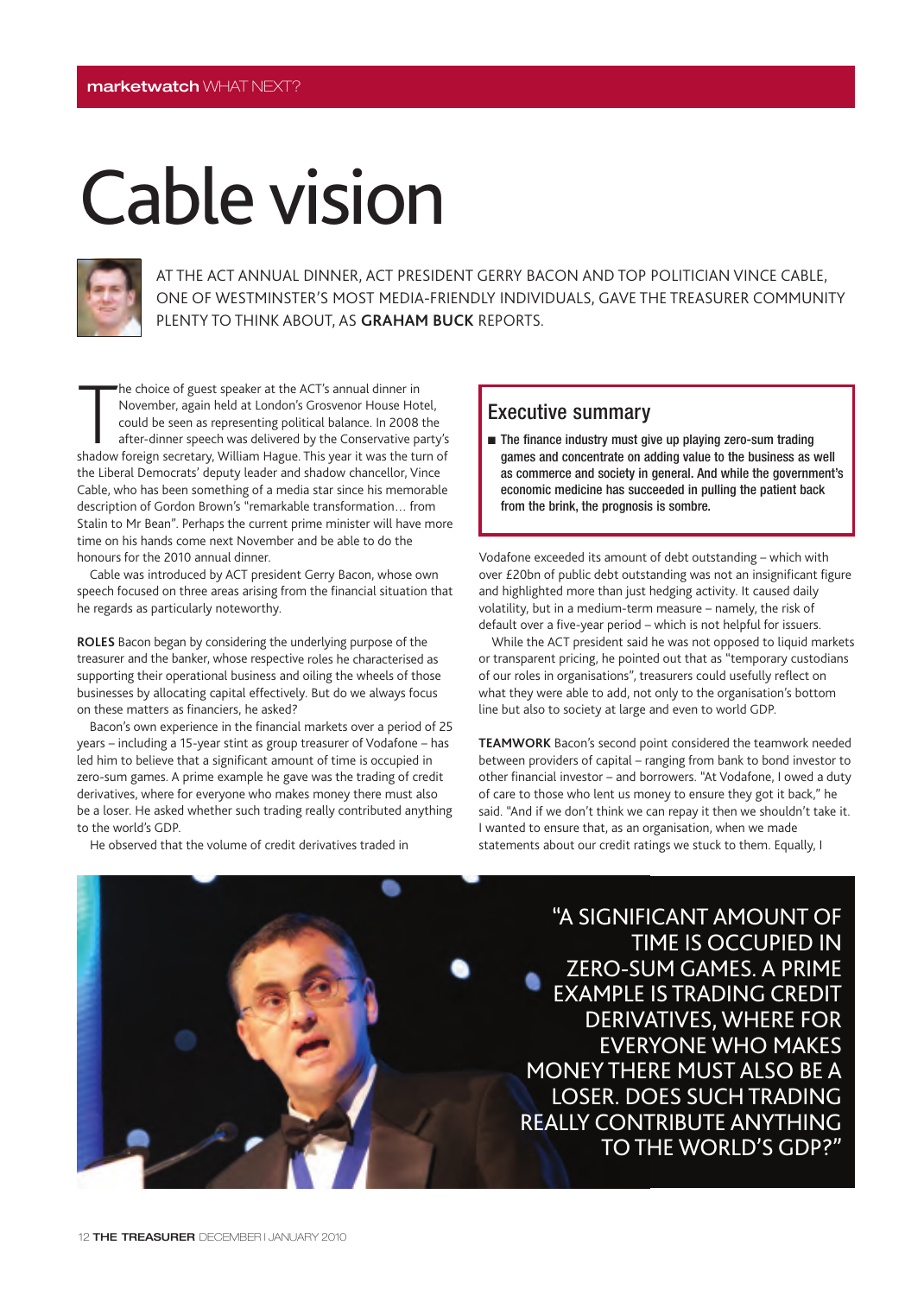# Cable vision

AT THE ACT ANNUAL DINNER, ACT PRESIDENT GERRY BACON AND TOP POLITICIAN VINCE CABLE, ONE OF WESTMINSTER'S MOST MEDIA-FRIENDLY INDIVIDUALS, GAVE THE TREASURER COMMUNITY PLENTY TO THINK ABOUT, AS **GRAHAM BUCK** REPORTS.

The choice of guest speaker at the ACT's annual dinner in November, again held at London's Grosvenor House Hotel, could be seen as representing political balance. In 2008 the after-dinner speech was delivered by the Conservative party's shadow foreign secretary, William Hague. This year it was the turn of the Liberal Democrats' deputy leader and shadow chancellor, Vince Cable, who has been something of a media star since his memorable description of Gordon Brown's "remarkable transformation… from Stalin to Mr Bean". Perhaps the current prime minister will have more time on his hands come next November and be able to do the honours for the 2010 annual dinner.

Cable was introduced by ACT president Gerry Bacon, whose own speech focused on three areas arising from the financial situation that he regards as particularly noteworthy.

**ROLES** Bacon began by considering the underlying purpose of the treasurer and the banker, whose respective roles he characterised as supporting their operational business and oiling the wheels of those businesses by allocating capital effectively. But do we always focus on these matters as financiers, he asked?

Bacon's own experience in the financial markets over a period of 25 years – including a 15-year stint as group treasurer of Vodafone – has led him to believe that a significant amount of time is occupied in zero-sum games. A prime example he gave was the trading of credit derivatives, where for everyone who makes money there must also be a loser. He asked whether such trading really contributed anything to the world's GDP.

He observed that the volume of credit derivatives traded in Vodafone exceeded its amount of debt outstanding – which with over £20bn of public debt outstanding was not an insignificant figure and highlighted more than just hedging activity. It caused daily volatility, but in a medium-term measure – namely, the risk of default over a five-year period – which is not helpful for issuers.

While the ACT president said he was not opposed to liquid markets or transparent pricing, he pointed out that as "temporary custodians of our roles in organisations", treasurers could usefully reflect on what they were able to add, not only to the organisation's bottom line but also to society at large and even to world GDP.

**TEAMWORK** Bacon's second point considered the teamwork needed between providers of capital – ranging from bank to bond investor to other financial investor – and borrowers. "At Vodafone, I owed a duty of care to those who lent us money to ensure they got it back," he said. "And if we don't think we can repay it then we shouldn't take it. I wanted to ensure that, as an organisation, when we made statements about our credit ratings we stuck to them. Equally, I

## Executive summary

- The finance industry must give up playing zero-sum trading games and concentrate on adding value to the business as well as commerce and society in general. And while the government's economic medicine has succeeded in pulling the patient back from the brink, the prognosis is sombre.

"A SIGNIFICANT AMOUNT OF TIME IS OCCUPIED IN ZERO-SUM GAMES. A PRIME EXAMPLE IS TRADING CREDIT DERIVATIVES, WHERE FOR EVERYONE WHO MAKES MONEY THERE MUST ALSO BE A LOSER. DOES SUCH TRADING REALLY CONTRIBUTE ANYTHING TO THE WORLD'S GDP?"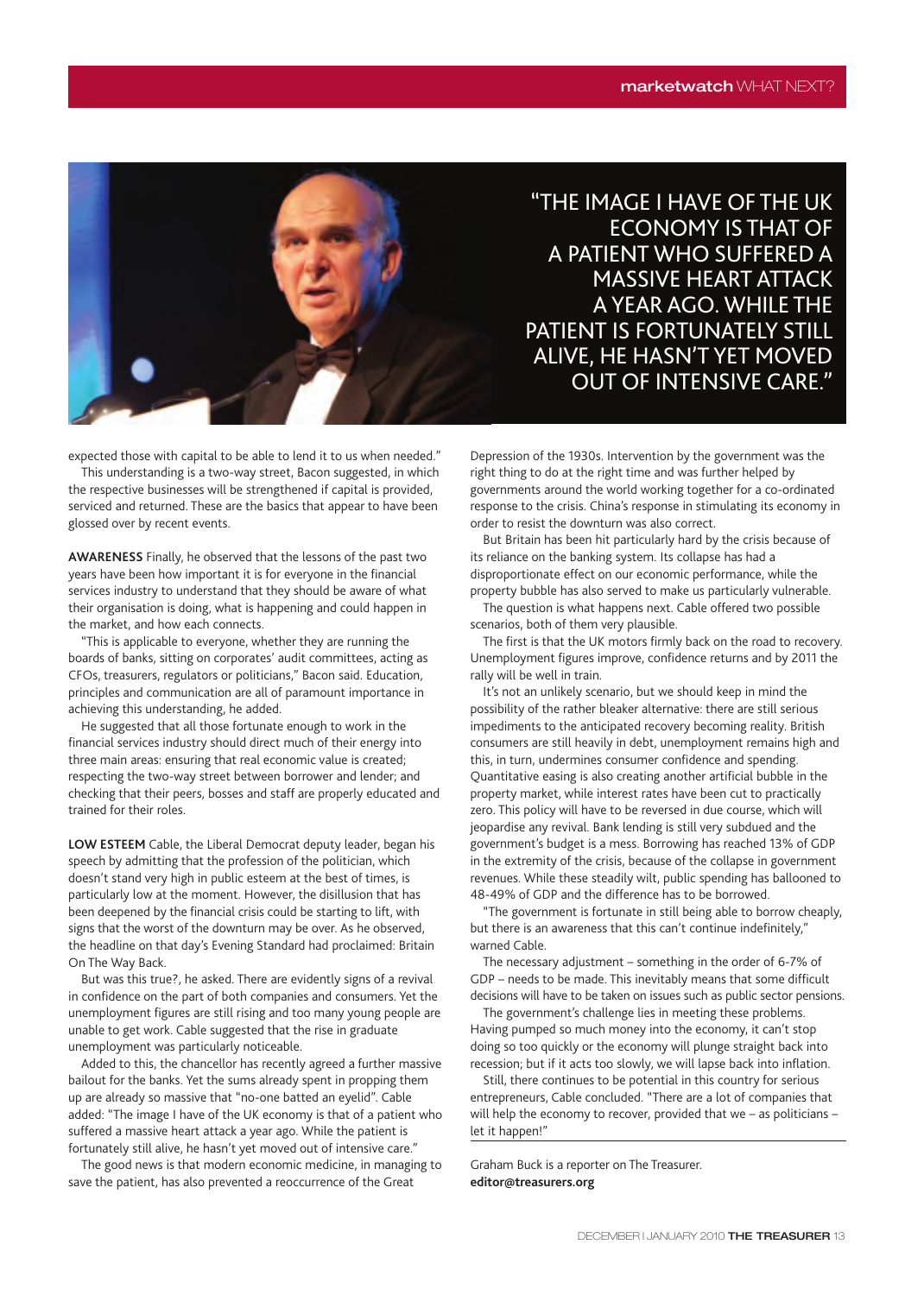"THE IMAGE I HAVE OF THE UK ECONOMY IS THAT OF A PATIENT WHO SUFFERED A MASSIVE HEART ATTACK A YEAR AGO. WHILE THE PATIENT IS FORTUNATELY STILL ALIVE, HE HASN'T YET MOVED OUT OF INTENSIVE CARE."

expected those with capital to be able to lend it to us when needed."

This understanding is a two-way street, Bacon suggested, in which the respective businesses will be strengthened if capital is provided, serviced and returned. These are the basics that appear to have been glossed over by recent events.

**AWARENESS** Finally, he observed that the lessons of the past two years have been how important it is for everyone in the financial services industry to understand that they should be aware of what their organisation is doing, what is happening and could happen in the market, and how each connects.

"This is applicable to everyone, whether they are running the boards of banks, sitting on corporates' audit committees, acting as CFOs, treasurers, regulators or politicians," Bacon said. Education, principles and communication are all of paramount importance in achieving this understanding, he added.

He suggested that all those fortunate enough to work in the financial services industry should direct much of their energy into three main areas: ensuring that real economic value is created; respecting the two-way street between borrower and lender; and checking that their peers, bosses and staff are properly educated and trained for their roles.

**LOW ESTEEM** Cable, the Liberal Democrat deputy leader, began his speech by admitting that the profession of the politician, which doesn't stand very high in public esteem at the best of times, is particularly low at the moment. However, the disillusion that has been deepened by the financial crisis could be starting to lift, with signs that the worst of the downturn may be over. As he observed, the headline on that day's Evening Standard had proclaimed: Britain On The Way Back.

But was this true?, he asked. There are evidently signs of a revival in confidence on the part of both companies and consumers. Yet the unemployment figures are still rising and too many young people are unable to get work. Cable suggested that the rise in graduate unemployment was particularly noticeable.

Added to this, the chancellor has recently agreed a further massive bailout for the banks. Yet the sums already spent in propping them up are already so massive that "no-one batted an eyelid". Cable added: "The image I have of the UK economy is that of a patient who suffered a massive heart attack a year ago. While the patient is fortunately still alive, he hasn't yet moved out of intensive care."

The good news is that modern economic medicine, in managing to save the patient, has also prevented a reoccurrence of the Great Depression of the 1930s. Intervention by the government was the right thing to do at the right time and was further helped by governments around the world working together for a co-ordinated response to the crisis. China's response in stimulating its economy in order to resist the downturn was also correct.

But Britain has been hit particularly hard by the crisis because of its reliance on the banking system. Its collapse has had a disproportionate effect on our economic performance, while the property bubble has also served to make us particularly vulnerable.

The question is what happens next. Cable offered two possible scenarios, both of them very plausible.

The first is that the UK motors firmly back on the road to recovery. Unemployment figures improve, confidence returns and by 2011 the rally will be well in train.

It's not an unlikely scenario, but we should keep in mind the possibility of the rather bleaker alternative: there are still serious impediments to the anticipated recovery becoming reality. British consumers are still heavily in debt, unemployment remains high and this, in turn, undermines consumer confidence and spending. Quantitative easing is also creating another artificial bubble in the property market, while interest rates have been cut to practically zero. This policy will have to be reversed in due course, which will jeopardise any revival. Bank lending is still very subdued and the government's budget is a mess. Borrowing has reached 13% of GDP in the extremity of the crisis, because of the collapse in government revenues. While these steadily wilt, public spending has ballooned to 48-49% of GDP and the difference has to be borrowed.

"The government is fortunate in still being able to borrow cheaply, but there is an awareness that this can't continue indefinitely," warned Cable.

The necessary adjustment – something in the order of 6-7% of GDP – needs to be made. This inevitably means that some difficult decisions will have to be taken on issues such as public sector pensions.

The government's challenge lies in meeting these problems. Having pumped so much money into the economy, it can't stop doing so too quickly or the economy will plunge straight back into recession; but if it acts too slowly, we will lapse back into inflation.

Still, there continues to be potential in this country for serious entrepreneurs, Cable concluded. "There are a lot of companies that will help the economy to recover, provided that we – as politicians – let it happen!"

Graham Buck is a reporter on The Treasurer.
**editor@treasurers.org**